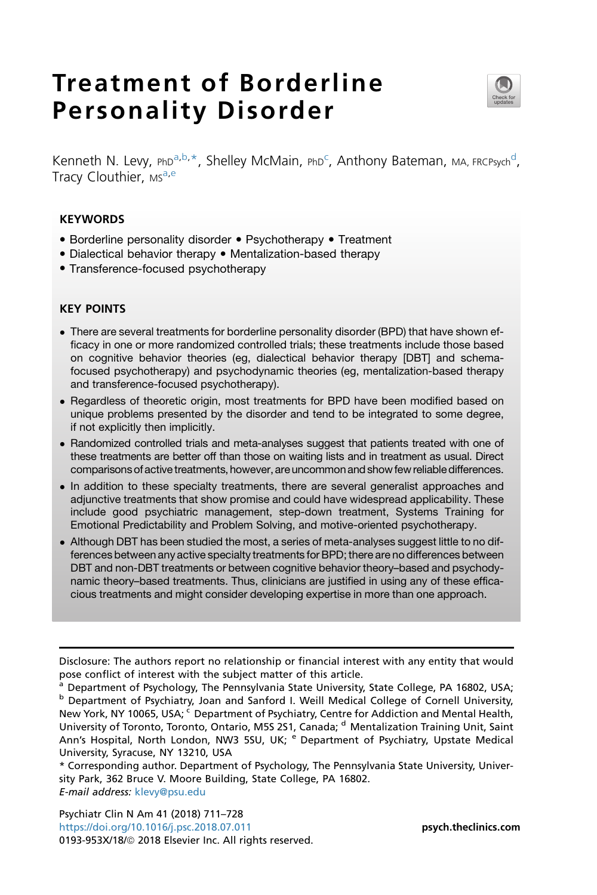# Treatment of Borderline Personality Disorder

Kenneth N. Levy, PhD[a,b,*], Shelley McMain, PhD[c], Anthony Bateman, MA, FRCPsych[d], Tracy Clouthier, MS[a,e]

## KEYWORDS

- Borderline personality disorder • Psychotherapy • Treatment
- Dialectical behavior therapy • Mentalization-based therapy
- Transference-focused psychotherapy

## KEY POINTS

- There are several treatments for borderline personality disorder (BPD) that have shown efficacy in one or more randomized controlled trials; these treatments include those based on cognitive behavior theories (eg, dialectical behavior therapy [DBT] and schema-focused psychotherapy) and psychodynamic theories (eg, mentalization-based therapy and transference-focused psychotherapy).
- Regardless of theoretic origin, most treatments for BPD have been modified based on unique problems presented by the disorder and tend to be integrated to some degree, if not explicitly then implicitly.
- Randomized controlled trials and meta-analyses suggest that patients treated with one of these treatments are better off than those on waiting lists and in treatment as usual. Direct comparisons of active treatments, however, are uncommon and show few reliable differences.
- In addition to these specialty treatments, there are several generalist approaches and adjunctive treatments that show promise and could have widespread applicability. These include good psychiatric management, step-down treatment, Systems Training for Emotional Predictability and Problem Solving, and motive-oriented psychotherapy.
- Although DBT has been studied the most, a series of meta-analyses suggest little to no differences between any active specialty treatments for BPD; there are no differences between DBT and non-DBT treatments or between cognitive behavior theory–based and psychodynamic theory–based treatments. Thus, clinicians are justified in using any of these efficacious treatments and might consider developing expertise in more than one approach.

---

Disclosure: The authors report no relationship or financial interest with any entity that would pose conflict of interest with the subject matter of this article.

[a] Department of Psychology, The Pennsylvania State University, State College, PA 16802, USA; [b] Department of Psychiatry, Joan and Sanford I. Weill Medical College of Cornell University, New York, NY 10065, USA; [c] Department of Psychiatry, Centre for Addiction and Mental Health, University of Toronto, Toronto, Ontario, M5S 2S1, Canada; [d] Mentalization Training Unit, Saint Ann's Hospital, North London, NW3 5SU, UK; [e] Department of Psychiatry, Upstate Medical University, Syracuse, NY 13210, USA

\* Corresponding author. Department of Psychology, The Pennsylvania State University, University Park, 362 Bruce V. Moore Building, State College, PA 16802.

*E-mail address:* klevy@psu.edu

Psychiatr Clin N Am 41 (2018) 711–728
https://doi.org/10.1016/j.psc.2018.07.011
0193-953X/18/© 2018 Elsevier Inc. All rights reserved.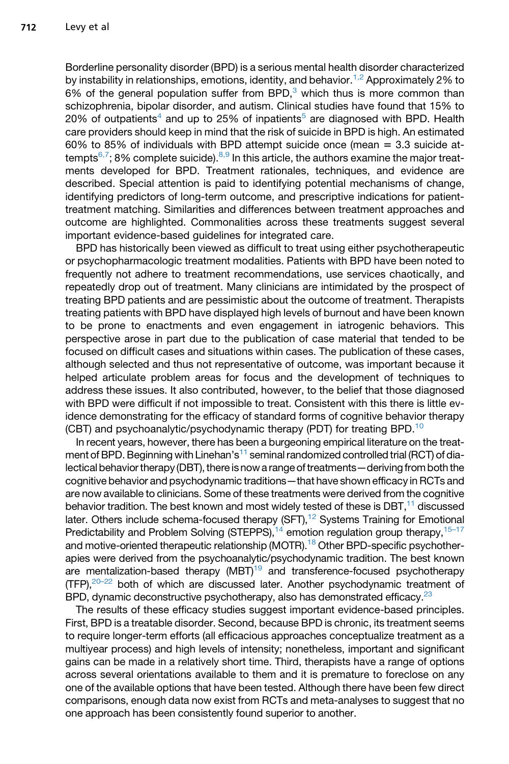Borderline personality disorder (BPD) is a serious mental health disorder characterized by instability in relationships, emotions, identity, and behavior.[1,2] Approximately 2% to 6% of the general population suffer from BPD,[3] which thus is more common than schizophrenia, bipolar disorder, and autism. Clinical studies have found that 15% to 20% of outpatients[4] and up to 25% of inpatients[5] are diagnosed with BPD. Health care providers should keep in mind that the risk of suicide in BPD is high. An estimated 60% to 85% of individuals with BPD attempt suicide once (mean = 3.3 suicide attempts[6,7]; 8% complete suicide).[8,9] In this article, the authors examine the major treatments developed for BPD. Treatment rationales, techniques, and evidence are described. Special attention is paid to identifying potential mechanisms of change, identifying predictors of long-term outcome, and prescriptive indications for patient-treatment matching. Similarities and differences between treatment approaches and outcome are highlighted. Commonalities across these treatments suggest several important evidence-based guidelines for integrated care.

BPD has historically been viewed as difficult to treat using either psychotherapeutic or psychopharmacologic treatment modalities. Patients with BPD have been noted to frequently not adhere to treatment recommendations, use services chaotically, and repeatedly drop out of treatment. Many clinicians are intimidated by the prospect of treating BPD patients and are pessimistic about the outcome of treatment. Therapists treating patients with BPD have displayed high levels of burnout and have been known to be prone to enactments and even engagement in iatrogenic behaviors. This perspective arose in part due to the publication of case material that tended to be focused on difficult cases and situations within cases. The publication of these cases, although selected and thus not representative of outcome, was important because it helped articulate problem areas for focus and the development of techniques to address these issues. It also contributed, however, to the belief that those diagnosed with BPD were difficult if not impossible to treat. Consistent with this there is little evidence demonstrating for the efficacy of standard forms of cognitive behavior therapy (CBT) and psychoanalytic/psychodynamic therapy (PDT) for treating BPD.[10]

In recent years, however, there has been a burgeoning empirical literature on the treatment of BPD. Beginning with Linehan's[11] seminal randomized controlled trial (RCT) of dialectical behavior therapy (DBT), there is now a range of treatments—deriving from both the cognitive behavior and psychodynamic traditions—that have shown efficacy in RCTs and are now available to clinicians. Some of these treatments were derived from the cognitive behavior tradition. The best known and most widely tested of these is DBT,[11] discussed later. Others include schema-focused therapy (SFT),[12] Systems Training for Emotional Predictability and Problem Solving (STEPPS),[14] emotion regulation group therapy,[15–17] and motive-oriented therapeutic relationship (MOTR).[18] Other BPD-specific psychotherapies were derived from the psychoanalytic/psychodynamic tradition. The best known are mentalization-based therapy (MBT)[19] and transference-focused psychotherapy (TFP),[20–22] both of which are discussed later. Another psychodynamic treatment of BPD, dynamic deconstructive psychotherapy, also has demonstrated efficacy.[23]

The results of these efficacy studies suggest important evidence-based principles. First, BPD is a treatable disorder. Second, because BPD is chronic, its treatment seems to require longer-term efforts (all efficacious approaches conceptualize treatment as a multiyear process) and high levels of intensity; nonetheless, important and significant gains can be made in a relatively short time. Third, therapists have a range of options across several orientations available to them and it is premature to foreclose on any one of the available options that have been tested. Although there have been few direct comparisons, enough data now exist from RCTs and meta-analyses to suggest that no one approach has been consistently found superior to another.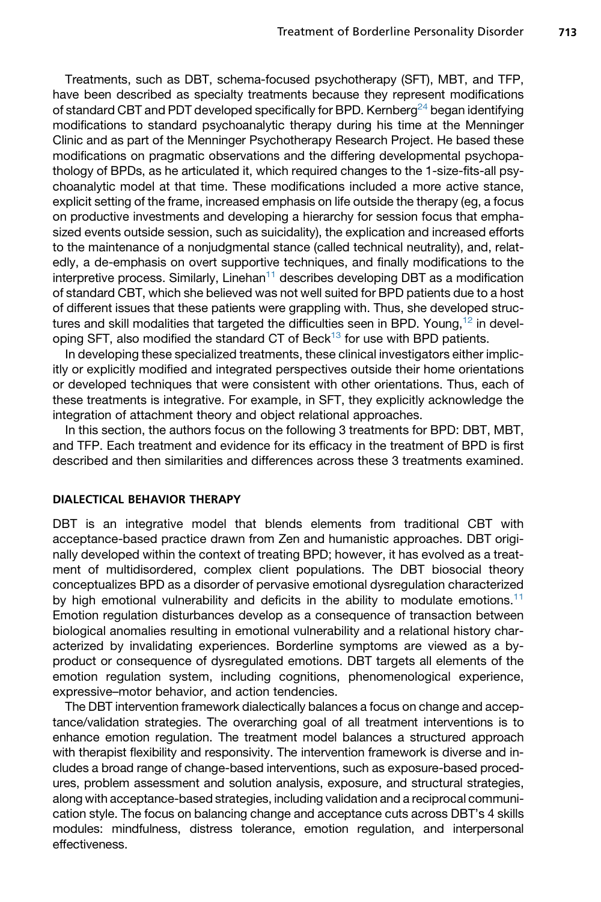Treatments, such as DBT, schema-focused psychotherapy (SFT), MBT, and TFP, have been described as specialty treatments because they represent modifications of standard CBT and PDT developed specifically for BPD. Kernberg[24] began identifying modifications to standard psychoanalytic therapy during his time at the Menninger Clinic and as part of the Menninger Psychotherapy Research Project. He based these modifications on pragmatic observations and the differing developmental psychopathology of BPDs, as he articulated it, which required changes to the 1-size-fits-all psychoanalytic model at that time. These modifications included a more active stance, explicit setting of the frame, increased emphasis on life outside the therapy (eg, a focus on productive investments and developing a hierarchy for session focus that emphasized events outside session, such as suicidality), the explication and increased efforts to the maintenance of a nonjudgmental stance (called technical neutrality), and, relatedly, a de-emphasis on overt supportive techniques, and finally modifications to the interpretive process. Similarly, Linehan[11] describes developing DBT as a modification of standard CBT, which she believed was not well suited for BPD patients due to a host of different issues that these patients were grappling with. Thus, she developed structures and skill modalities that targeted the difficulties seen in BPD. Young,[12] in developing SFT, also modified the standard CT of Beck[13] for use with BPD patients.

In developing these specialized treatments, these clinical investigators either implicitly or explicitly modified and integrated perspectives outside their home orientations or developed techniques that were consistent with other orientations. Thus, each of these treatments is integrative. For example, in SFT, they explicitly acknowledge the integration of attachment theory and object relational approaches.

In this section, the authors focus on the following 3 treatments for BPD: DBT, MBT, and TFP. Each treatment and evidence for its efficacy in the treatment of BPD is first described and then similarities and differences across these 3 treatments examined.

## DIALECTICAL BEHAVIOR THERAPY

DBT is an integrative model that blends elements from traditional CBT with acceptance-based practice drawn from Zen and humanistic approaches. DBT originally developed within the context of treating BPD; however, it has evolved as a treatment of multidisordered, complex client populations. The DBT biosocial theory conceptualizes BPD as a disorder of pervasive emotional dysregulation characterized by high emotional vulnerability and deficits in the ability to modulate emotions.[11] Emotion regulation disturbances develop as a consequence of transaction between biological anomalies resulting in emotional vulnerability and a relational history characterized by invalidating experiences. Borderline symptoms are viewed as a by-product or consequence of dysregulated emotions. DBT targets all elements of the emotion regulation system, including cognitions, phenomenological experience, expressive–motor behavior, and action tendencies.

The DBT intervention framework dialectically balances a focus on change and acceptance/validation strategies. The overarching goal of all treatment interventions is to enhance emotion regulation. The treatment model balances a structured approach with therapist flexibility and responsivity. The intervention framework is diverse and includes a broad range of change-based interventions, such as exposure-based procedures, problem assessment and solution analysis, exposure, and structural strategies, along with acceptance-based strategies, including validation and a reciprocal communication style. The focus on balancing change and acceptance cuts across DBT's 4 skills modules: mindfulness, distress tolerance, emotion regulation, and interpersonal effectiveness.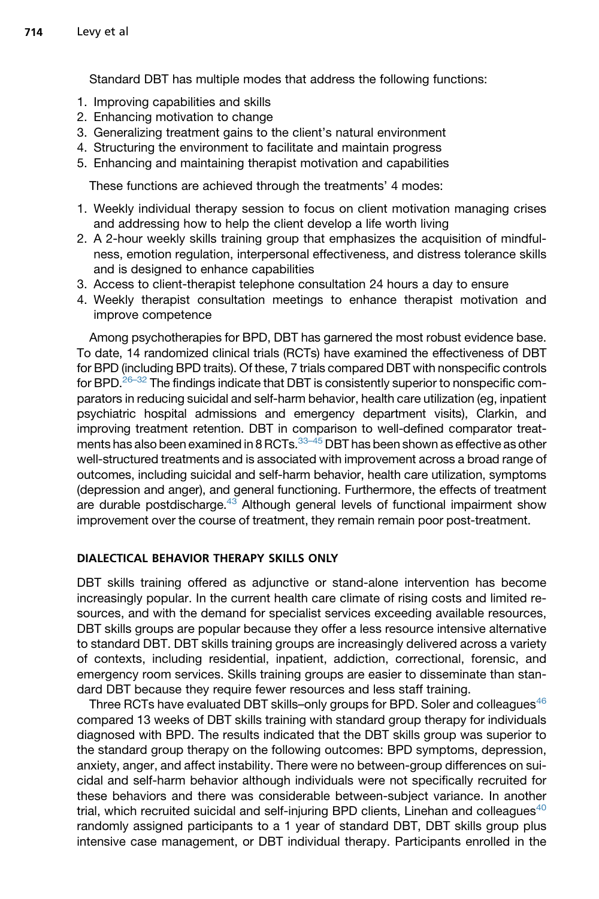Standard DBT has multiple modes that address the following functions:

1. Improving capabilities and skills
2. Enhancing motivation to change
3. Generalizing treatment gains to the client's natural environment
4. Structuring the environment to facilitate and maintain progress
5. Enhancing and maintaining therapist motivation and capabilities

These functions are achieved through the treatments' 4 modes:

1. Weekly individual therapy session to focus on client motivation managing crises and addressing how to help the client develop a life worth living
2. A 2-hour weekly skills training group that emphasizes the acquisition of mindfulness, emotion regulation, interpersonal effectiveness, and distress tolerance skills and is designed to enhance capabilities
3. Access to client-therapist telephone consultation 24 hours a day to ensure
4. Weekly therapist consultation meetings to enhance therapist motivation and improve competence

Among psychotherapies for BPD, DBT has garnered the most robust evidence base. To date, 14 randomized clinical trials (RCTs) have examined the effectiveness of DBT for BPD (including BPD traits). Of these, 7 trials compared DBT with nonspecific controls for BPD.[26–32] The findings indicate that DBT is consistently superior to nonspecific comparators in reducing suicidal and self-harm behavior, health care utilization (eg, inpatient psychiatric hospital admissions and emergency department visits), Clarkin, and improving treatment retention. DBT in comparison to well-defined comparator treatments has also been examined in 8 RCTs.[33–45] DBT has been shown as effective as other well-structured treatments and is associated with improvement across a broad range of outcomes, including suicidal and self-harm behavior, health care utilization, symptoms (depression and anger), and general functioning. Furthermore, the effects of treatment are durable postdischarge.[43] Although general levels of functional impairment show improvement over the course of treatment, they remain remain poor post-treatment.

## DIALECTICAL BEHAVIOR THERAPY SKILLS ONLY

DBT skills training offered as adjunctive or stand-alone intervention has become increasingly popular. In the current health care climate of rising costs and limited resources, and with the demand for specialist services exceeding available resources, DBT skills groups are popular because they offer a less resource intensive alternative to standard DBT. DBT skills training groups are increasingly delivered across a variety of contexts, including residential, inpatient, addiction, correctional, forensic, and emergency room services. Skills training groups are easier to disseminate than standard DBT because they require fewer resources and less staff training.

Three RCTs have evaluated DBT skills–only groups for BPD. Soler and colleagues[46] compared 13 weeks of DBT skills training with standard group therapy for individuals diagnosed with BPD. The results indicated that the DBT skills group was superior to the standard group therapy on the following outcomes: BPD symptoms, depression, anxiety, anger, and affect instability. There were no between-group differences on suicidal and self-harm behavior although individuals were not specifically recruited for these behaviors and there was considerable between-subject variance. In another trial, which recruited suicidal and self-injuring BPD clients, Linehan and colleagues[40] randomly assigned participants to a 1 year of standard DBT, DBT skills group plus intensive case management, or DBT individual therapy. Participants enrolled in the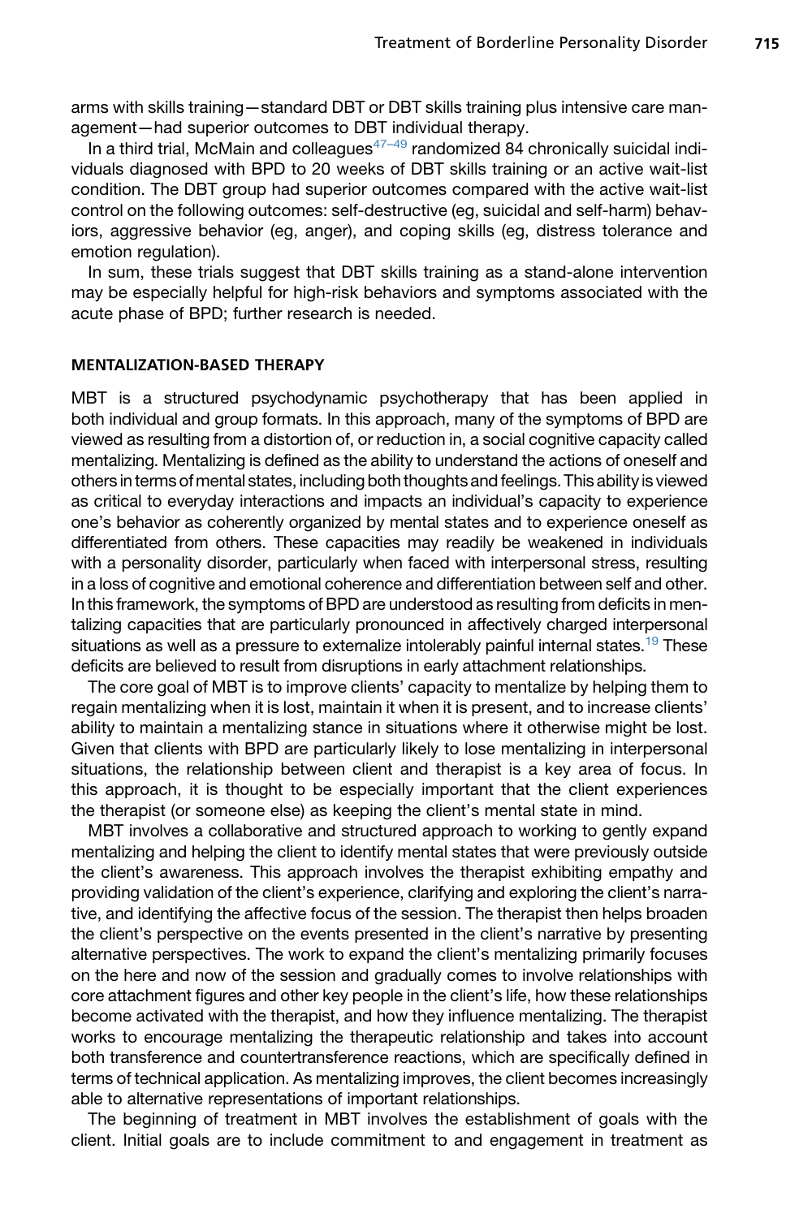arms with skills training—standard DBT or DBT skills training plus intensive care management—had superior outcomes to DBT individual therapy.

In a third trial, McMain and colleagues[47–49] randomized 84 chronically suicidal individuals diagnosed with BPD to 20 weeks of DBT skills training or an active wait-list condition. The DBT group had superior outcomes compared with the active wait-list control on the following outcomes: self-destructive (eg, suicidal and self-harm) behaviors, aggressive behavior (eg, anger), and coping skills (eg, distress tolerance and emotion regulation).

In sum, these trials suggest that DBT skills training as a stand-alone intervention may be especially helpful for high-risk behaviors and symptoms associated with the acute phase of BPD; further research is needed.

## MENTALIZATION-BASED THERAPY

MBT is a structured psychodynamic psychotherapy that has been applied in both individual and group formats. In this approach, many of the symptoms of BPD are viewed as resulting from a distortion of, or reduction in, a social cognitive capacity called mentalizing. Mentalizing is defined as the ability to understand the actions of oneself and others in terms of mental states, including both thoughts and feelings. This ability is viewed as critical to everyday interactions and impacts an individual's capacity to experience one's behavior as coherently organized by mental states and to experience oneself as differentiated from others. These capacities may readily be weakened in individuals with a personality disorder, particularly when faced with interpersonal stress, resulting in a loss of cognitive and emotional coherence and differentiation between self and other. In this framework, the symptoms of BPD are understood as resulting from deficits in mentalizing capacities that are particularly pronounced in affectively charged interpersonal situations as well as a pressure to externalize intolerably painful internal states.[19] These deficits are believed to result from disruptions in early attachment relationships.

The core goal of MBT is to improve clients' capacity to mentalize by helping them to regain mentalizing when it is lost, maintain it when it is present, and to increase clients' ability to maintain a mentalizing stance in situations where it otherwise might be lost. Given that clients with BPD are particularly likely to lose mentalizing in interpersonal situations, the relationship between client and therapist is a key area of focus. In this approach, it is thought to be especially important that the client experiences the therapist (or someone else) as keeping the client's mental state in mind.

MBT involves a collaborative and structured approach to working to gently expand mentalizing and helping the client to identify mental states that were previously outside the client's awareness. This approach involves the therapist exhibiting empathy and providing validation of the client's experience, clarifying and exploring the client's narrative, and identifying the affective focus of the session. The therapist then helps broaden the client's perspective on the events presented in the client's narrative by presenting alternative perspectives. The work to expand the client's mentalizing primarily focuses on the here and now of the session and gradually comes to involve relationships with core attachment figures and other key people in the client's life, how these relationships become activated with the therapist, and how they influence mentalizing. The therapist works to encourage mentalizing the therapeutic relationship and takes into account both transference and countertransference reactions, which are specifically defined in terms of technical application. As mentalizing improves, the client becomes increasingly able to alternative representations of important relationships.

The beginning of treatment in MBT involves the establishment of goals with the client. Initial goals are to include commitment to and engagement in treatment as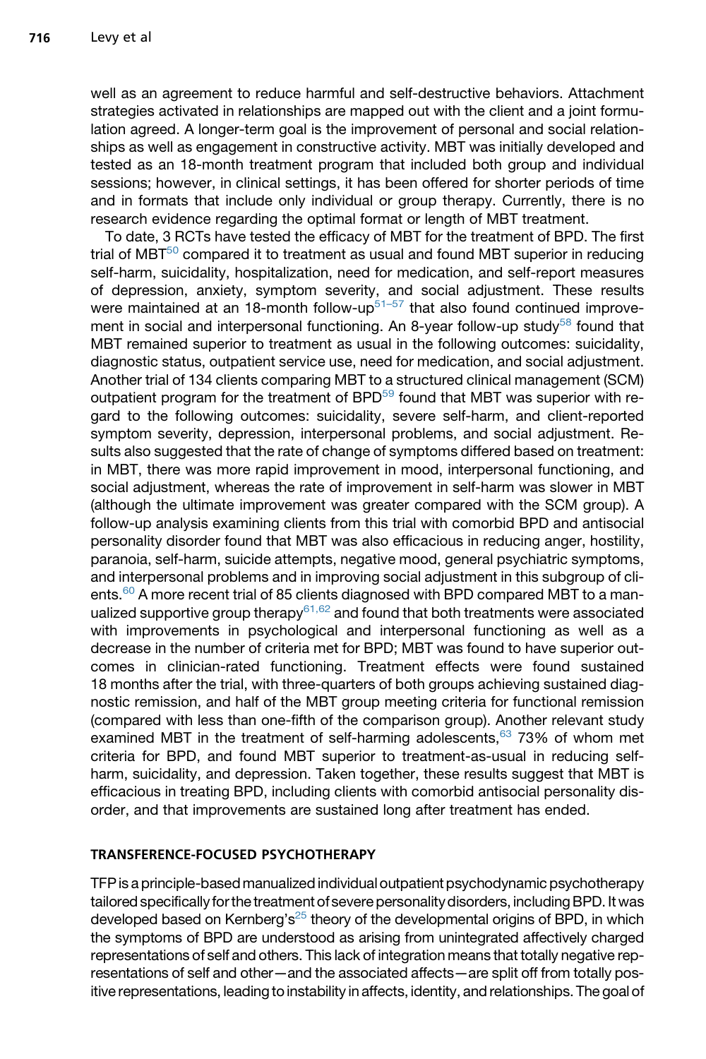well as an agreement to reduce harmful and self-destructive behaviors. Attachment strategies activated in relationships are mapped out with the client and a joint formulation agreed. A longer-term goal is the improvement of personal and social relationships as well as engagement in constructive activity. MBT was initially developed and tested as an 18-month treatment program that included both group and individual sessions; however, in clinical settings, it has been offered for shorter periods of time and in formats that include only individual or group therapy. Currently, there is no research evidence regarding the optimal format or length of MBT treatment.

To date, 3 RCTs have tested the efficacy of MBT for the treatment of BPD. The first trial of MBT[50] compared it to treatment as usual and found MBT superior in reducing self-harm, suicidality, hospitalization, need for medication, and self-report measures of depression, anxiety, symptom severity, and social adjustment. These results were maintained at an 18-month follow-up[51–57] that also found continued improvement in social and interpersonal functioning. An 8-year follow-up study[58] found that MBT remained superior to treatment as usual in the following outcomes: suicidality, diagnostic status, outpatient service use, need for medication, and social adjustment. Another trial of 134 clients comparing MBT to a structured clinical management (SCM) outpatient program for the treatment of BPD[59] found that MBT was superior with regard to the following outcomes: suicidality, severe self-harm, and client-reported symptom severity, depression, interpersonal problems, and social adjustment. Results also suggested that the rate of change of symptoms differed based on treatment: in MBT, there was more rapid improvement in mood, interpersonal functioning, and social adjustment, whereas the rate of improvement in self-harm was slower in MBT (although the ultimate improvement was greater compared with the SCM group). A follow-up analysis examining clients from this trial with comorbid BPD and antisocial personality disorder found that MBT was also efficacious in reducing anger, hostility, paranoia, self-harm, suicide attempts, negative mood, general psychiatric symptoms, and interpersonal problems and in improving social adjustment in this subgroup of clients.[60] A more recent trial of 85 clients diagnosed with BPD compared MBT to a manualized supportive group therapy[61,62] and found that both treatments were associated with improvements in psychological and interpersonal functioning as well as a decrease in the number of criteria met for BPD; MBT was found to have superior outcomes in clinician-rated functioning. Treatment effects were found sustained 18 months after the trial, with three-quarters of both groups achieving sustained diagnostic remission, and half of the MBT group meeting criteria for functional remission (compared with less than one-fifth of the comparison group). Another relevant study examined MBT in the treatment of self-harming adolescents,[63] 73% of whom met criteria for BPD, and found MBT superior to treatment-as-usual in reducing self-harm, suicidality, and depression. Taken together, these results suggest that MBT is efficacious in treating BPD, including clients with comorbid antisocial personality disorder, and that improvements are sustained long after treatment has ended.

## TRANSFERENCE-FOCUSED PSYCHOTHERAPY

TFP is a principle-based manualized individual outpatient psychodynamic psychotherapy tailored specifically for the treatment of severe personality disorders, including BPD. It was developed based on Kernberg's[25] theory of the developmental origins of BPD, in which the symptoms of BPD are understood as arising from unintegrated affectively charged representations of self and others. This lack of integration means that totally negative representations of self and other—and the associated affects—are split off from totally positive representations, leading to instability in affects, identity, and relationships. The goal of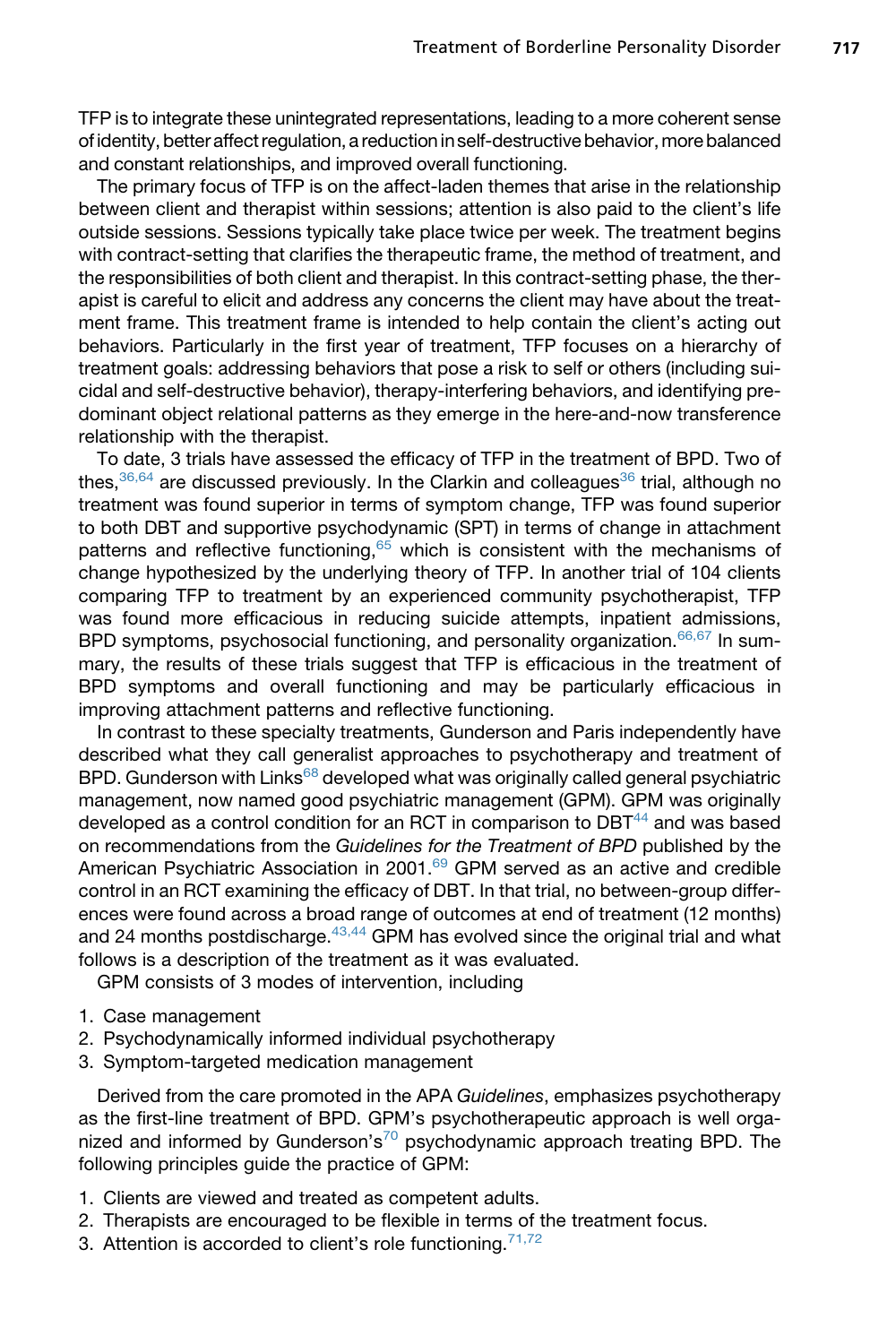TFP is to integrate these unintegrated representations, leading to a more coherent sense of identity, better affect regulation, a reduction in self-destructive behavior, more balanced and constant relationships, and improved overall functioning.

The primary focus of TFP is on the affect-laden themes that arise in the relationship between client and therapist within sessions; attention is also paid to the client's life outside sessions. Sessions typically take place twice per week. The treatment begins with contract-setting that clarifies the therapeutic frame, the method of treatment, and the responsibilities of both client and therapist. In this contract-setting phase, the therapist is careful to elicit and address any concerns the client may have about the treatment frame. This treatment frame is intended to help contain the client's acting out behaviors. Particularly in the first year of treatment, TFP focuses on a hierarchy of treatment goals: addressing behaviors that pose a risk to self or others (including suicidal and self-destructive behavior), therapy-interfering behaviors, and identifying predominant object relational patterns as they emerge in the here-and-now transference relationship with the therapist.

To date, 3 trials have assessed the efficacy of TFP in the treatment of BPD. Two of thes,[36,64] are discussed previously. In the Clarkin and colleagues[36] trial, although no treatment was found superior in terms of symptom change, TFP was found superior to both DBT and supportive psychodynamic (SPT) in terms of change in attachment patterns and reflective functioning,[65] which is consistent with the mechanisms of change hypothesized by the underlying theory of TFP. In another trial of 104 clients comparing TFP to treatment by an experienced community psychotherapist, TFP was found more efficacious in reducing suicide attempts, inpatient admissions, BPD symptoms, psychosocial functioning, and personality organization.[66,67] In summary, the results of these trials suggest that TFP is efficacious in the treatment of BPD symptoms and overall functioning and may be particularly efficacious in improving attachment patterns and reflective functioning.

In contrast to these specialty treatments, Gunderson and Paris independently have described what they call generalist approaches to psychotherapy and treatment of BPD. Gunderson with Links[68] developed what was originally called general psychiatric management, now named good psychiatric management (GPM). GPM was originally developed as a control condition for an RCT in comparison to DBT[44] and was based on recommendations from the *Guidelines for the Treatment of BPD* published by the American Psychiatric Association in 2001.[69] GPM served as an active and credible control in an RCT examining the efficacy of DBT. In that trial, no between-group differences were found across a broad range of outcomes at end of treatment (12 months) and 24 months postdischarge.[43,44] GPM has evolved since the original trial and what follows is a description of the treatment as it was evaluated.

GPM consists of 3 modes of intervention, including

1. Case management
2. Psychodynamically informed individual psychotherapy
3. Symptom-targeted medication management

Derived from the care promoted in the APA *Guidelines*, emphasizes psychotherapy as the first-line treatment of BPD. GPM's psychotherapeutic approach is well organized and informed by Gunderson's[70] psychodynamic approach treating BPD. The following principles guide the practice of GPM:

1. Clients are viewed and treated as competent adults.
2. Therapists are encouraged to be flexible in terms of the treatment focus.
3. Attention is accorded to client's role functioning.[71,72]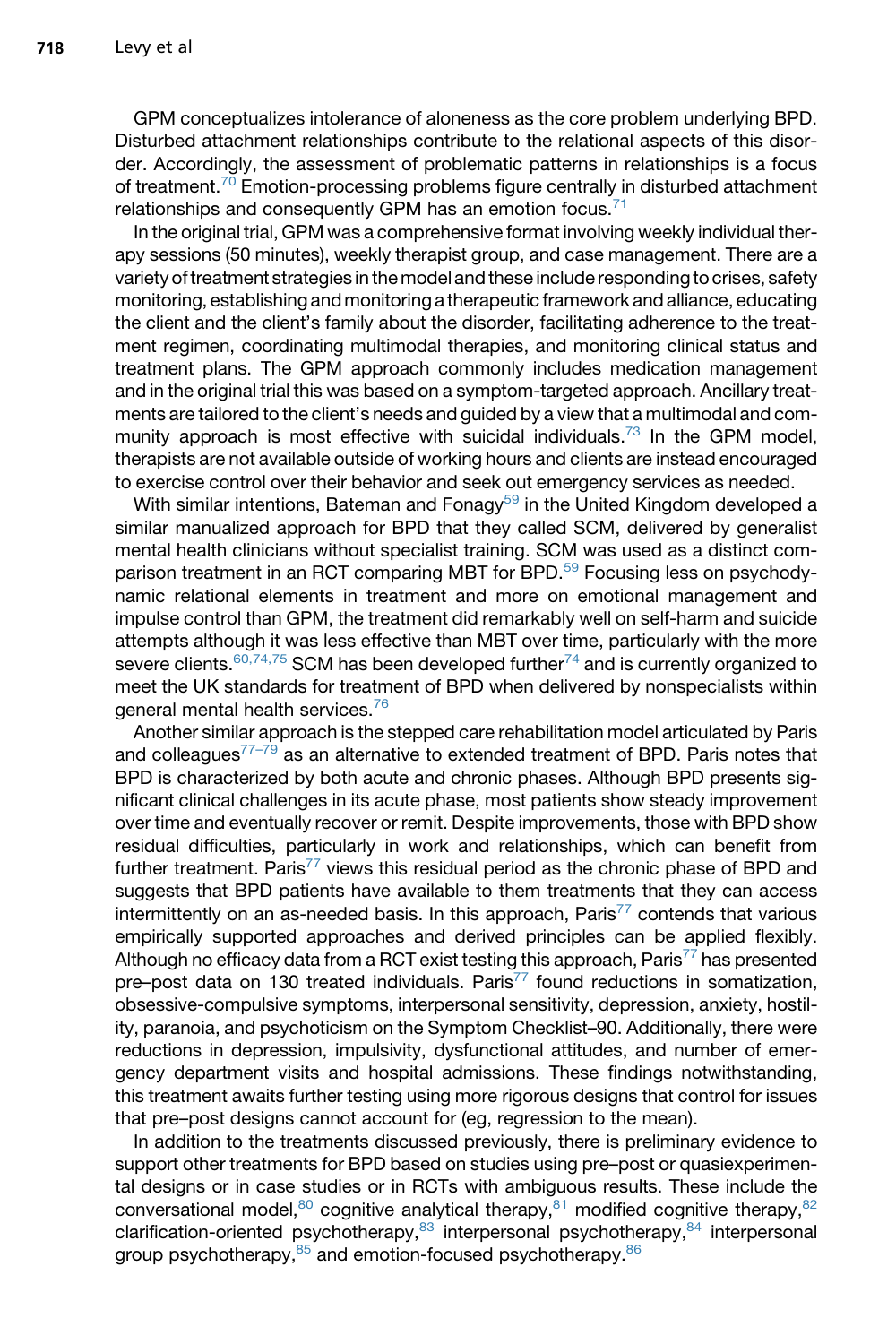GPM conceptualizes intolerance of aloneness as the core problem underlying BPD. Disturbed attachment relationships contribute to the relational aspects of this disorder. Accordingly, the assessment of problematic patterns in relationships is a focus of treatment.[70] Emotion-processing problems figure centrally in disturbed attachment relationships and consequently GPM has an emotion focus.[71]

In the original trial, GPM was a comprehensive format involving weekly individual therapy sessions (50 minutes), weekly therapist group, and case management. There are a variety of treatment strategies in the model and these include responding to crises, safety monitoring, establishing and monitoring a therapeutic framework and alliance, educating the client and the client's family about the disorder, facilitating adherence to the treatment regimen, coordinating multimodal therapies, and monitoring clinical status and treatment plans. The GPM approach commonly includes medication management and in the original trial this was based on a symptom-targeted approach. Ancillary treatments are tailored to the client's needs and guided by a view that a multimodal and community approach is most effective with suicidal individuals.[73] In the GPM model, therapists are not available outside of working hours and clients are instead encouraged to exercise control over their behavior and seek out emergency services as needed.

With similar intentions, Bateman and Fonagy[59] in the United Kingdom developed a similar manualized approach for BPD that they called SCM, delivered by generalist mental health clinicians without specialist training. SCM was used as a distinct comparison treatment in an RCT comparing MBT for BPD.[59] Focusing less on psychodynamic relational elements in treatment and more on emotional management and impulse control than GPM, the treatment did remarkably well on self-harm and suicide attempts although it was less effective than MBT over time, particularly with the more severe clients.[60,74,75] SCM has been developed further[74] and is currently organized to meet the UK standards for treatment of BPD when delivered by nonspecialists within general mental health services.[76]

Another similar approach is the stepped care rehabilitation model articulated by Paris and colleagues[77–79] as an alternative to extended treatment of BPD. Paris notes that BPD is characterized by both acute and chronic phases. Although BPD presents significant clinical challenges in its acute phase, most patients show steady improvement over time and eventually recover or remit. Despite improvements, those with BPD show residual difficulties, particularly in work and relationships, which can benefit from further treatment. Paris[77] views this residual period as the chronic phase of BPD and suggests that BPD patients have available to them treatments that they can access intermittently on an as-needed basis. In this approach, Paris[77] contends that various empirically supported approaches and derived principles can be applied flexibly. Although no efficacy data from a RCT exist testing this approach, Paris[77] has presented pre–post data on 130 treated individuals. Paris[77] found reductions in somatization, obsessive-compulsive symptoms, interpersonal sensitivity, depression, anxiety, hostility, paranoia, and psychoticism on the Symptom Checklist–90. Additionally, there were reductions in depression, impulsivity, dysfunctional attitudes, and number of emergency department visits and hospital admissions. These findings notwithstanding, this treatment awaits further testing using more rigorous designs that control for issues that pre–post designs cannot account for (eg, regression to the mean).

In addition to the treatments discussed previously, there is preliminary evidence to support other treatments for BPD based on studies using pre–post or quasiexperimental designs or in case studies or in RCTs with ambiguous results. These include the conversational model,[80] cognitive analytical therapy,[81] modified cognitive therapy,[82] clarification-oriented psychotherapy,[83] interpersonal psychotherapy,[84] interpersonal group psychotherapy,[85] and emotion-focused psychotherapy.[86]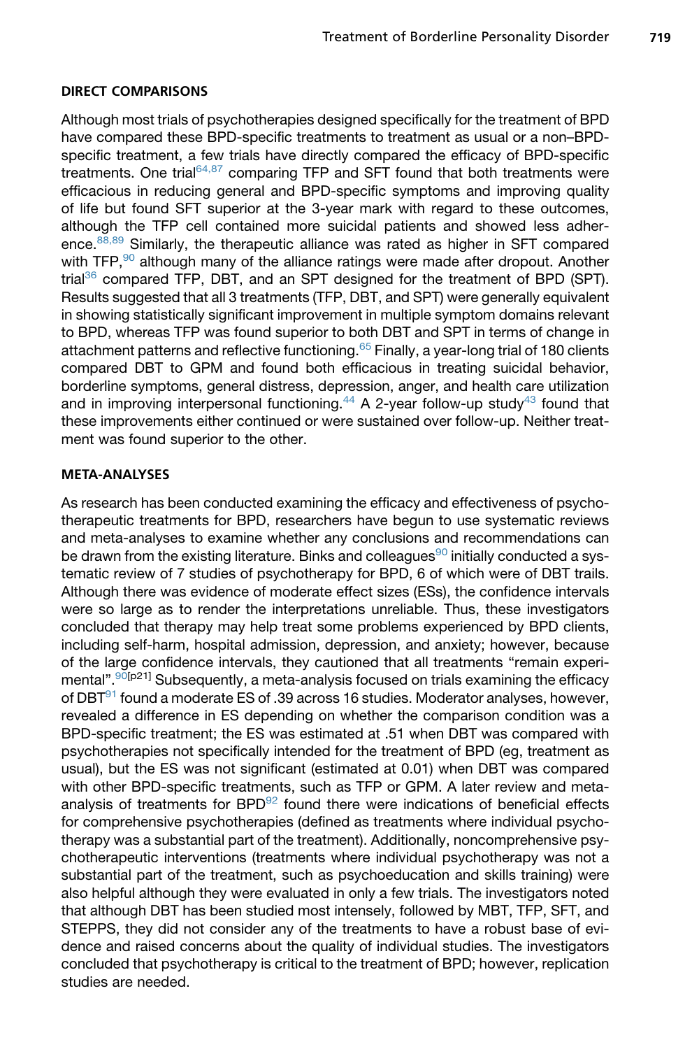## DIRECT COMPARISONS

Although most trials of psychotherapies designed specifically for the treatment of BPD have compared these BPD-specific treatments to treatment as usual or a non–BPD-specific treatment, a few trials have directly compared the efficacy of BPD-specific treatments. One trial[64,87] comparing TFP and SFT found that both treatments were efficacious in reducing general and BPD-specific symptoms and improving quality of life but found SFT superior at the 3-year mark with regard to these outcomes, although the TFP cell contained more suicidal patients and showed less adherence.[88,89] Similarly, the therapeutic alliance was rated as higher in SFT compared with TFP,[90] although many of the alliance ratings were made after dropout. Another trial[36] compared TFP, DBT, and an SPT designed for the treatment of BPD (SPT). Results suggested that all 3 treatments (TFP, DBT, and SPT) were generally equivalent in showing statistically significant improvement in multiple symptom domains relevant to BPD, whereas TFP was found superior to both DBT and SPT in terms of change in attachment patterns and reflective functioning.[65] Finally, a year-long trial of 180 clients compared DBT to GPM and found both efficacious in treating suicidal behavior, borderline symptoms, general distress, depression, anger, and health care utilization and in improving interpersonal functioning.[44] A 2-year follow-up study[43] found that these improvements either continued or were sustained over follow-up. Neither treatment was found superior to the other.

## META-ANALYSES

As research has been conducted examining the efficacy and effectiveness of psychotherapeutic treatments for BPD, researchers have begun to use systematic reviews and meta-analyses to examine whether any conclusions and recommendations can be drawn from the existing literature. Binks and colleagues[90] initially conducted a systematic review of 7 studies of psychotherapy for BPD, 6 of which were of DBT trails. Although there was evidence of moderate effect sizes (ESs), the confidence intervals were so large as to render the interpretations unreliable. Thus, these investigators concluded that therapy may help treat some problems experienced by BPD clients, including self-harm, hospital admission, depression, and anxiety; however, because of the large confidence intervals, they cautioned that all treatments "remain experimental".[90[p21]] Subsequently, a meta-analysis focused on trials examining the efficacy of DBT[91] found a moderate ES of .39 across 16 studies. Moderator analyses, however, revealed a difference in ES depending on whether the comparison condition was a BPD-specific treatment; the ES was estimated at .51 when DBT was compared with psychotherapies not specifically intended for the treatment of BPD (eg, treatment as usual), but the ES was not significant (estimated at 0.01) when DBT was compared with other BPD-specific treatments, such as TFP or GPM. A later review and meta-analysis of treatments for BPD[92] found there were indications of beneficial effects for comprehensive psychotherapies (defined as treatments where individual psychotherapy was a substantial part of the treatment). Additionally, noncomprehensive psychotherapeutic interventions (treatments where individual psychotherapy was not a substantial part of the treatment, such as psychoeducation and skills training) were also helpful although they were evaluated in only a few trials. The investigators noted that although DBT has been studied most intensely, followed by MBT, TFP, SFT, and STEPPS, they did not consider any of the treatments to have a robust base of evidence and raised concerns about the quality of individual studies. The investigators concluded that psychotherapy is critical to the treatment of BPD; however, replication studies are needed.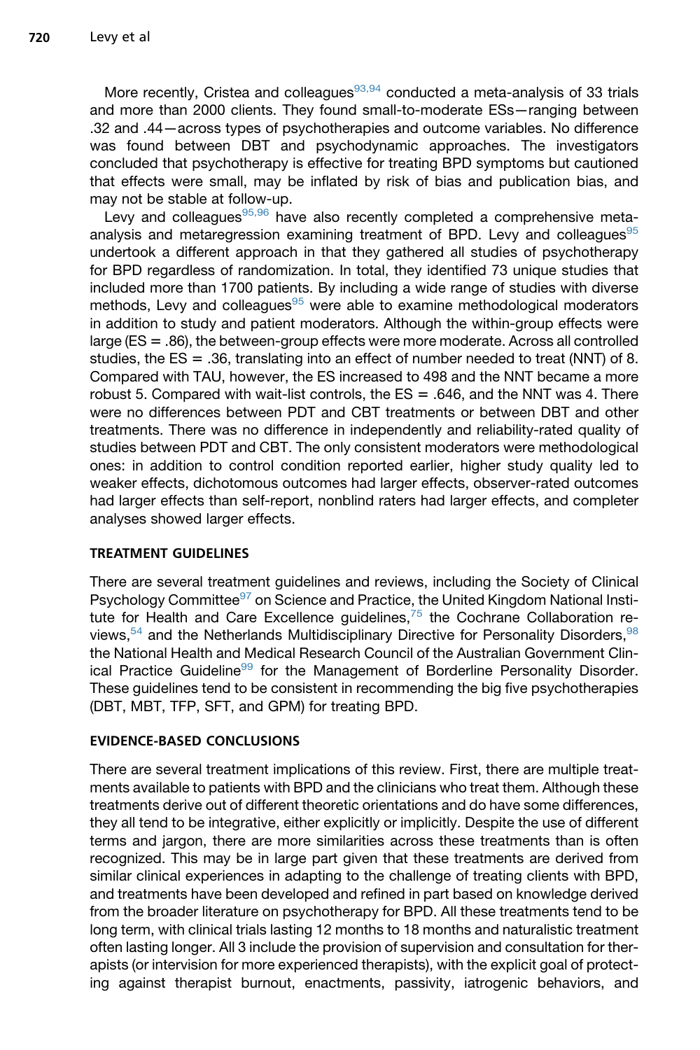More recently, Cristea and colleagues[93,94] conducted a meta-analysis of 33 trials and more than 2000 clients. They found small-to-moderate ESs—ranging between .32 and .44—across types of psychotherapies and outcome variables. No difference was found between DBT and psychodynamic approaches. The investigators concluded that psychotherapy is effective for treating BPD symptoms but cautioned that effects were small, may be inflated by risk of bias and publication bias, and may not be stable at follow-up.

Levy and colleagues[95,96] have also recently completed a comprehensive meta-analysis and metaregression examining treatment of BPD. Levy and colleagues[95] undertook a different approach in that they gathered all studies of psychotherapy for BPD regardless of randomization. In total, they identified 73 unique studies that included more than 1700 patients. By including a wide range of studies with diverse methods, Levy and colleagues[95] were able to examine methodological moderators in addition to study and patient moderators. Although the within-group effects were large (ES = .86), the between-group effects were more moderate. Across all controlled studies, the ES = .36, translating into an effect of number needed to treat (NNT) of 8. Compared with TAU, however, the ES increased to 498 and the NNT became a more robust 5. Compared with wait-list controls, the ES = .646, and the NNT was 4. There were no differences between PDT and CBT treatments or between DBT and other treatments. There was no difference in independently and reliability-rated quality of studies between PDT and CBT. The only consistent moderators were methodological ones: in addition to control condition reported earlier, higher study quality led to weaker effects, dichotomous outcomes had larger effects, observer-rated outcomes had larger effects than self-report, nonblind raters had larger effects, and completer analyses showed larger effects.

## TREATMENT GUIDELINES

There are several treatment guidelines and reviews, including the Society of Clinical Psychology Committee[97] on Science and Practice, the United Kingdom National Institute for Health and Care Excellence guidelines,[75] the Cochrane Collaboration reviews,[54] and the Netherlands Multidisciplinary Directive for Personality Disorders,[98] the National Health and Medical Research Council of the Australian Government Clinical Practice Guideline[99] for the Management of Borderline Personality Disorder. These guidelines tend to be consistent in recommending the big five psychotherapies (DBT, MBT, TFP, SFT, and GPM) for treating BPD.

## EVIDENCE-BASED CONCLUSIONS

There are several treatment implications of this review. First, there are multiple treatments available to patients with BPD and the clinicians who treat them. Although these treatments derive out of different theoretic orientations and do have some differences, they all tend to be integrative, either explicitly or implicitly. Despite the use of different terms and jargon, there are more similarities across these treatments than is often recognized. This may be in large part given that these treatments are derived from similar clinical experiences in adapting to the challenge of treating clients with BPD, and treatments have been developed and refined in part based on knowledge derived from the broader literature on psychotherapy for BPD. All these treatments tend to be long term, with clinical trials lasting 12 months to 18 months and naturalistic treatment often lasting longer. All 3 include the provision of supervision and consultation for therapists (or intervision for more experienced therapists), with the explicit goal of protecting against therapist burnout, enactments, passivity, iatrogenic behaviors, and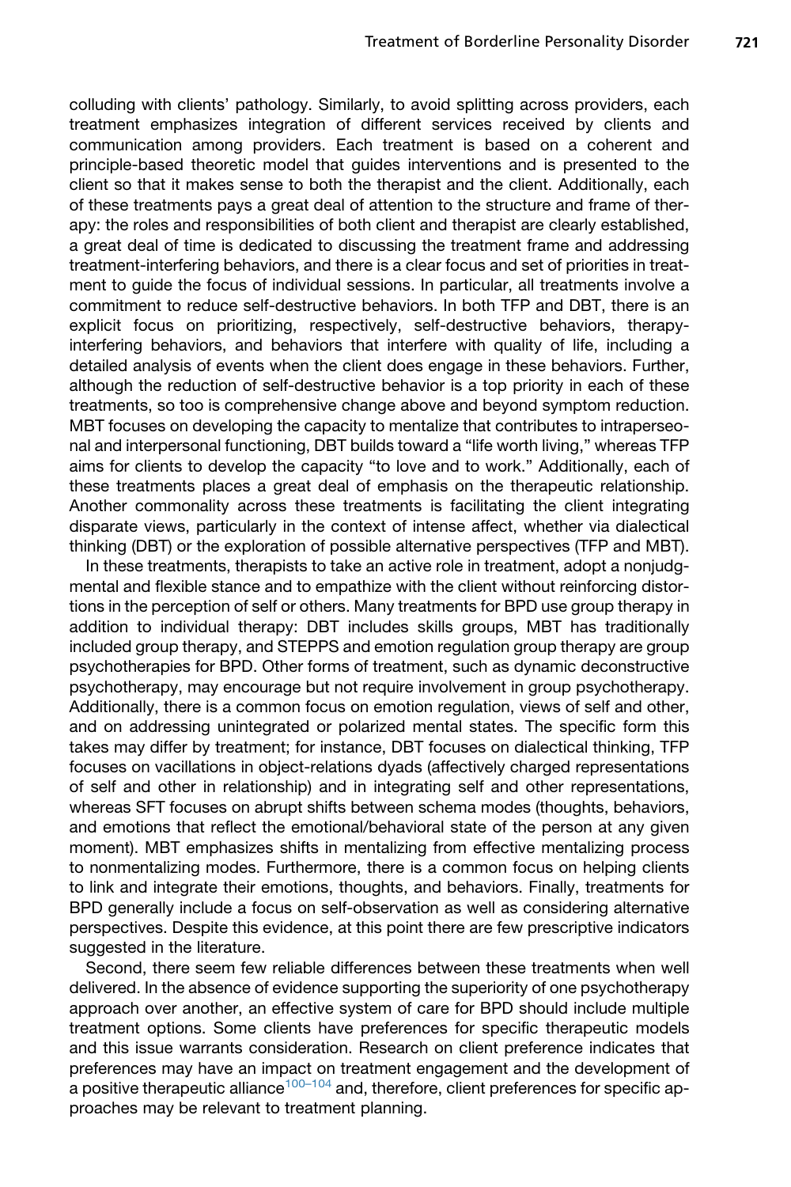colluding with clients' pathology. Similarly, to avoid splitting across providers, each treatment emphasizes integration of different services received by clients and communication among providers. Each treatment is based on a coherent and principle-based theoretic model that guides interventions and is presented to the client so that it makes sense to both the therapist and the client. Additionally, each of these treatments pays a great deal of attention to the structure and frame of therapy: the roles and responsibilities of both client and therapist are clearly established, a great deal of time is dedicated to discussing the treatment frame and addressing treatment-interfering behaviors, and there is a clear focus and set of priorities in treatment to guide the focus of individual sessions. In particular, all treatments involve a commitment to reduce self-destructive behaviors. In both TFP and DBT, there is an explicit focus on prioritizing, respectively, self-destructive behaviors, therapy-interfering behaviors, and behaviors that interfere with quality of life, including a detailed analysis of events when the client does engage in these behaviors. Further, although the reduction of self-destructive behavior is a top priority in each of these treatments, so too is comprehensive change above and beyond symptom reduction. MBT focuses on developing the capacity to mentalize that contributes to intraperseonal and interpersonal functioning, DBT builds toward a "life worth living," whereas TFP aims for clients to develop the capacity "to love and to work." Additionally, each of these treatments places a great deal of emphasis on the therapeutic relationship. Another commonality across these treatments is facilitating the client integrating disparate views, particularly in the context of intense affect, whether via dialectical thinking (DBT) or the exploration of possible alternative perspectives (TFP and MBT).

In these treatments, therapists to take an active role in treatment, adopt a nonjudgmental and flexible stance and to empathize with the client without reinforcing distortions in the perception of self or others. Many treatments for BPD use group therapy in addition to individual therapy: DBT includes skills groups, MBT has traditionally included group therapy, and STEPPS and emotion regulation group therapy are group psychotherapies for BPD. Other forms of treatment, such as dynamic deconstructive psychotherapy, may encourage but not require involvement in group psychotherapy. Additionally, there is a common focus on emotion regulation, views of self and other, and on addressing unintegrated or polarized mental states. The specific form this takes may differ by treatment; for instance, DBT focuses on dialectical thinking, TFP focuses on vacillations in object-relations dyads (affectively charged representations of self and other in relationship) and in integrating self and other representations, whereas SFT focuses on abrupt shifts between schema modes (thoughts, behaviors, and emotions that reflect the emotional/behavioral state of the person at any given moment). MBT emphasizes shifts in mentalizing from effective mentalizing process to nonmentalizing modes. Furthermore, there is a common focus on helping clients to link and integrate their emotions, thoughts, and behaviors. Finally, treatments for BPD generally include a focus on self-observation as well as considering alternative perspectives. Despite this evidence, at this point there are few prescriptive indicators suggested in the literature.

Second, there seem few reliable differences between these treatments when well delivered. In the absence of evidence supporting the superiority of one psychotherapy approach over another, an effective system of care for BPD should include multiple treatment options. Some clients have preferences for specific therapeutic models and this issue warrants consideration. Research on client preference indicates that preferences may have an impact on treatment engagement and the development of a positive therapeutic alliance[100–104] and, therefore, client preferences for specific approaches may be relevant to treatment planning.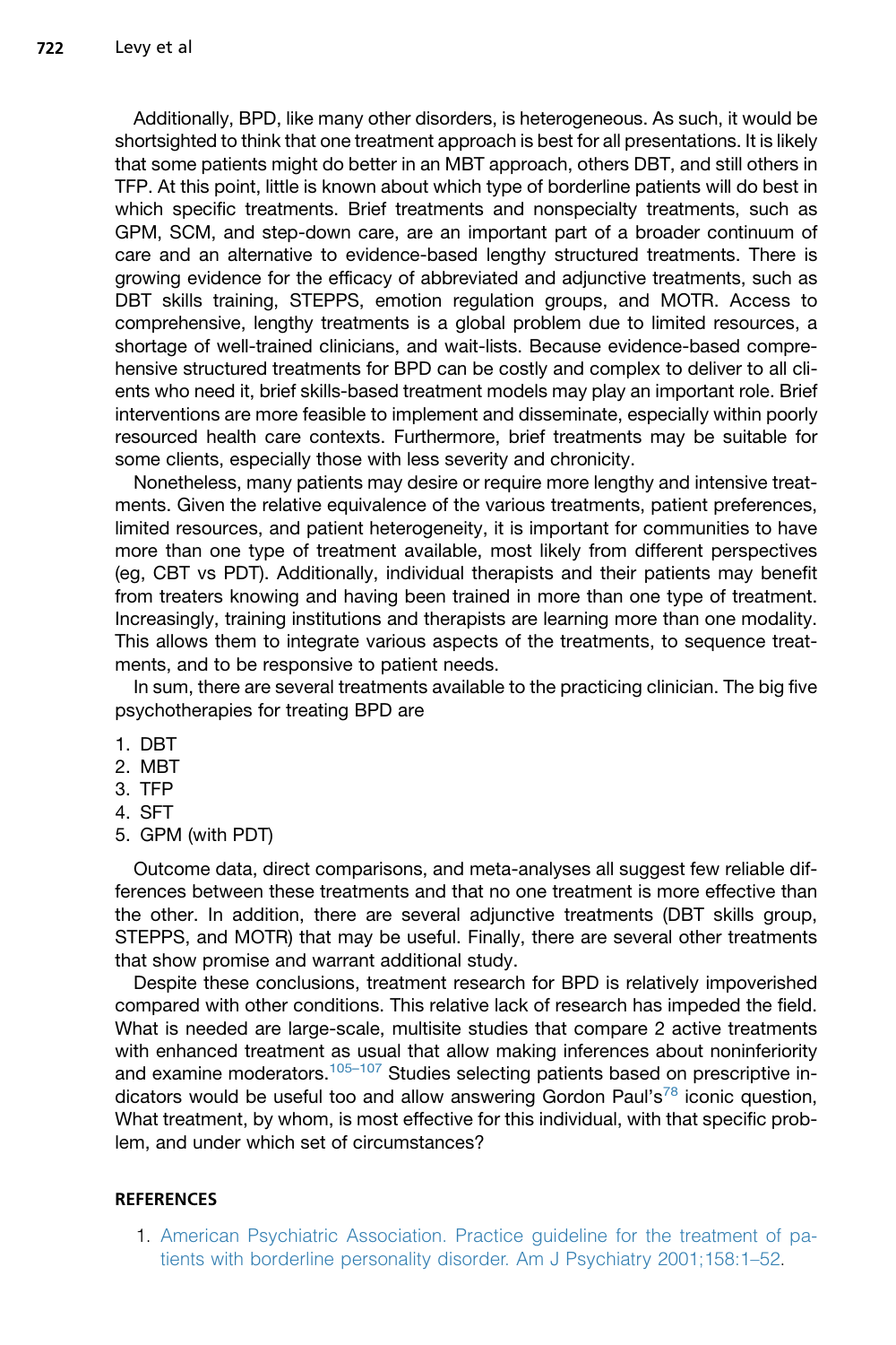Additionally, BPD, like many other disorders, is heterogeneous. As such, it would be shortsighted to think that one treatment approach is best for all presentations. It is likely that some patients might do better in an MBT approach, others DBT, and still others in TFP. At this point, little is known about which type of borderline patients will do best in which specific treatments. Brief treatments and nonspecialty treatments, such as GPM, SCM, and step-down care, are an important part of a broader continuum of care and an alternative to evidence-based lengthy structured treatments. There is growing evidence for the efficacy of abbreviated and adjunctive treatments, such as DBT skills training, STEPPS, emotion regulation groups, and MOTR. Access to comprehensive, lengthy treatments is a global problem due to limited resources, a shortage of well-trained clinicians, and wait-lists. Because evidence-based comprehensive structured treatments for BPD can be costly and complex to deliver to all clients who need it, brief skills-based treatment models may play an important role. Brief interventions are more feasible to implement and disseminate, especially within poorly resourced health care contexts. Furthermore, brief treatments may be suitable for some clients, especially those with less severity and chronicity.

Nonetheless, many patients may desire or require more lengthy and intensive treatments. Given the relative equivalence of the various treatments, patient preferences, limited resources, and patient heterogeneity, it is important for communities to have more than one type of treatment available, most likely from different perspectives (eg, CBT vs PDT). Additionally, individual therapists and their patients may benefit from treaters knowing and having been trained in more than one type of treatment. Increasingly, training institutions and therapists are learning more than one modality. This allows them to integrate various aspects of the treatments, to sequence treatments, and to be responsive to patient needs.

In sum, there are several treatments available to the practicing clinician. The big five psychotherapies for treating BPD are

1. DBT
2. MBT
3. TFP
4. SFT
5. GPM (with PDT)

Outcome data, direct comparisons, and meta-analyses all suggest few reliable differences between these treatments and that no one treatment is more effective than the other. In addition, there are several adjunctive treatments (DBT skills group, STEPPS, and MOTR) that may be useful. Finally, there are several other treatments that show promise and warrant additional study.

Despite these conclusions, treatment research for BPD is relatively impoverished compared with other conditions. This relative lack of research has impeded the field. What is needed are large-scale, multisite studies that compare 2 active treatments with enhanced treatment as usual that allow making inferences about noninferiority and examine moderators.[105–107] Studies selecting patients based on prescriptive indicators would be useful too and allow answering Gordon Paul's[78] iconic question, What treatment, by whom, is most effective for this individual, with that specific problem, and under which set of circumstances?

## REFERENCES

1. American Psychiatric Association. Practice guideline for the treatment of patients with borderline personality disorder. Am J Psychiatry 2001;158:1–52.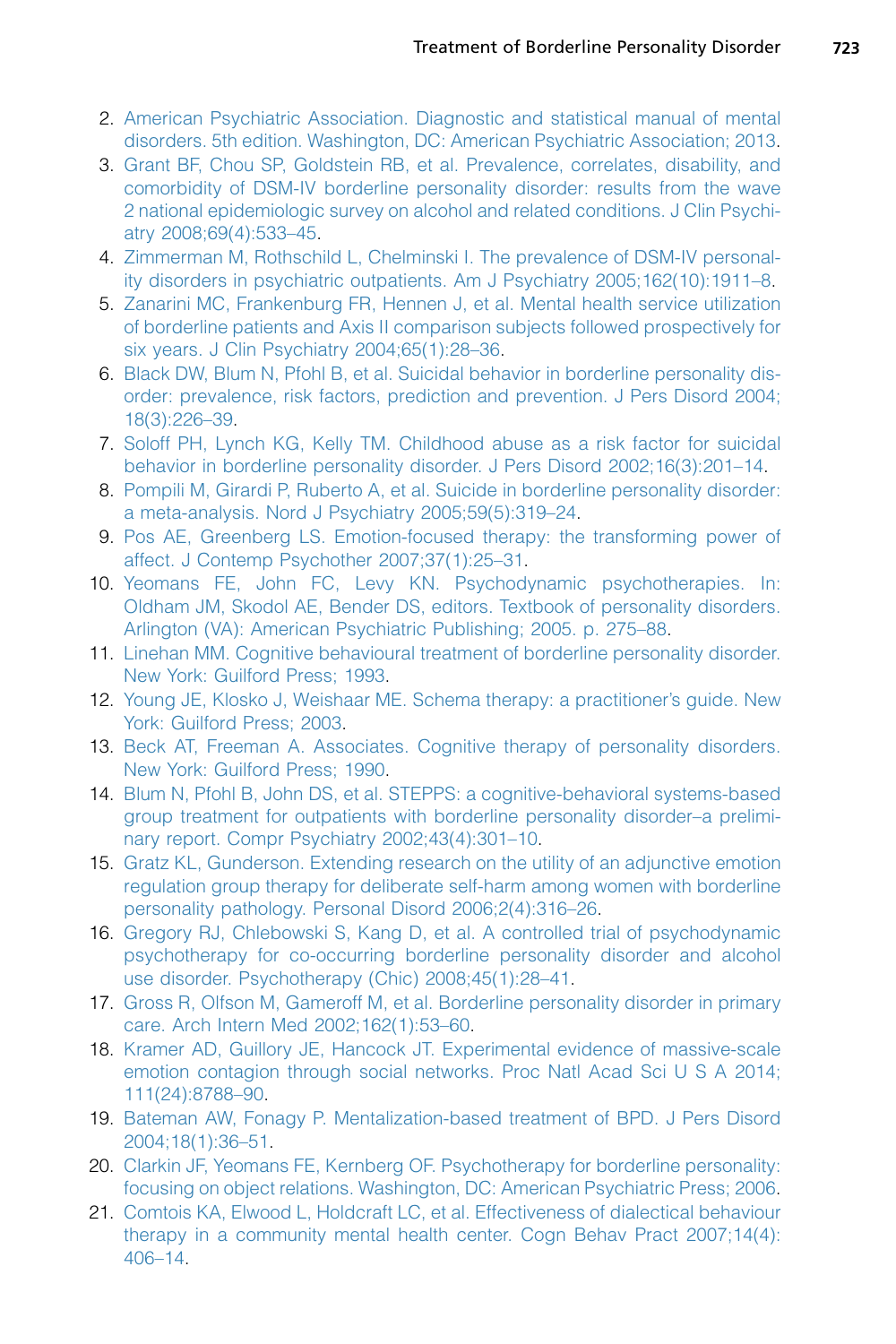2. American Psychiatric Association. Diagnostic and statistical manual of mental disorders. 5th edition. Washington, DC: American Psychiatric Association; 2013.
3. Grant BF, Chou SP, Goldstein RB, et al. Prevalence, correlates, disability, and comorbidity of DSM-IV borderline personality disorder: results from the wave 2 national epidemiologic survey on alcohol and related conditions. J Clin Psychiatry 2008;69(4):533–45.
4. Zimmerman M, Rothschild L, Chelminski I. The prevalence of DSM-IV personality disorders in psychiatric outpatients. Am J Psychiatry 2005;162(10):1911–8.
5. Zanarini MC, Frankenburg FR, Hennen J, et al. Mental health service utilization of borderline patients and Axis II comparison subjects followed prospectively for six years. J Clin Psychiatry 2004;65(1):28–36.
6. Black DW, Blum N, Pfohl B, et al. Suicidal behavior in borderline personality disorder: prevalence, risk factors, prediction and prevention. J Pers Disord 2004;18(3):226–39.
7. Soloff PH, Lynch KG, Kelly TM. Childhood abuse as a risk factor for suicidal behavior in borderline personality disorder. J Pers Disord 2002;16(3):201–14.
8. Pompili M, Girardi P, Ruberto A, et al. Suicide in borderline personality disorder: a meta-analysis. Nord J Psychiatry 2005;59(5):319–24.
9. Pos AE, Greenberg LS. Emotion-focused therapy: the transforming power of affect. J Contemp Psychother 2007;37(1):25–31.
10. Yeomans FE, John FC, Levy KN. Psychodynamic psychotherapies. In: Oldham JM, Skodol AE, Bender DS, editors. Textbook of personality disorders. Arlington (VA): American Psychiatric Publishing; 2005. p. 275–88.
11. Linehan MM. Cognitive behavioural treatment of borderline personality disorder. New York: Guilford Press; 1993.
12. Young JE, Klosko J, Weishaar ME. Schema therapy: a practitioner's guide. New York: Guilford Press; 2003.
13. Beck AT, Freeman A. Associates. Cognitive therapy of personality disorders. New York: Guilford Press; 1990.
14. Blum N, Pfohl B, John DS, et al. STEPPS: a cognitive-behavioral systems-based group treatment for outpatients with borderline personality disorder–a preliminary report. Compr Psychiatry 2002;43(4):301–10.
15. Gratz KL, Gunderson. Extending research on the utility of an adjunctive emotion regulation group therapy for deliberate self-harm among women with borderline personality pathology. Personal Disord 2006;2(4):316–26.
16. Gregory RJ, Chlebowski S, Kang D, et al. A controlled trial of psychodynamic psychotherapy for co-occurring borderline personality disorder and alcohol use disorder. Psychotherapy (Chic) 2008;45(1):28–41.
17. Gross R, Olfson M, Gameroff M, et al. Borderline personality disorder in primary care. Arch Intern Med 2002;162(1):53–60.
18. Kramer AD, Guillory JE, Hancock JT. Experimental evidence of massive-scale emotion contagion through social networks. Proc Natl Acad Sci U S A 2014;111(24):8788–90.
19. Bateman AW, Fonagy P. Mentalization-based treatment of BPD. J Pers Disord 2004;18(1):36–51.
20. Clarkin JF, Yeomans FE, Kernberg OF. Psychotherapy for borderline personality: focusing on object relations. Washington, DC: American Psychiatric Press; 2006.
21. Comtois KA, Elwood L, Holdcraft LC, et al. Effectiveness of dialectical behaviour therapy in a community mental health center. Cogn Behav Pract 2007;14(4):406–14.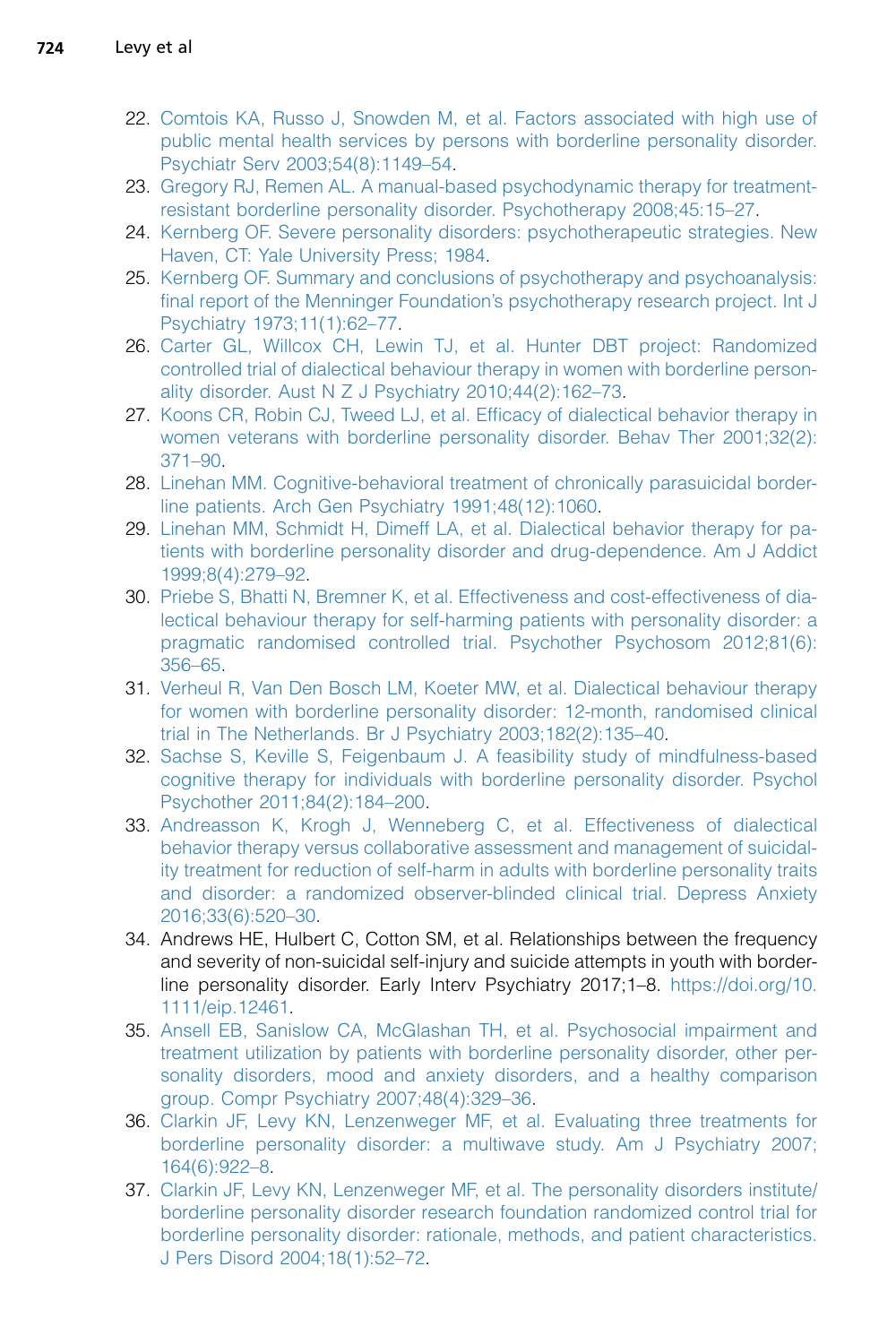22. Comtois KA, Russo J, Snowden M, et al. Factors associated with high use of public mental health services by persons with borderline personality disorder. Psychiatr Serv 2003;54(8):1149–54.
23. Gregory RJ, Remen AL. A manual-based psychodynamic therapy for treatment-resistant borderline personality disorder. Psychotherapy 2008;45:15–27.
24. Kernberg OF. Severe personality disorders: psychotherapeutic strategies. New Haven, CT: Yale University Press; 1984.
25. Kernberg OF. Summary and conclusions of psychotherapy and psychoanalysis: final report of the Menninger Foundation's psychotherapy research project. Int J Psychiatry 1973;11(1):62–77.
26. Carter GL, Willcox CH, Lewin TJ, et al. Hunter DBT project: Randomized controlled trial of dialectical behaviour therapy in women with borderline personality disorder. Aust N Z J Psychiatry 2010;44(2):162–73.
27. Koons CR, Robin CJ, Tweed LJ, et al. Efficacy of dialectical behavior therapy in women veterans with borderline personality disorder. Behav Ther 2001;32(2): 371–90.
28. Linehan MM. Cognitive-behavioral treatment of chronically parasuicidal borderline patients. Arch Gen Psychiatry 1991;48(12):1060.
29. Linehan MM, Schmidt H, Dimeff LA, et al. Dialectical behavior therapy for patients with borderline personality disorder and drug-dependence. Am J Addict 1999;8(4):279–92.
30. Priebe S, Bhatti N, Bremner K, et al. Effectiveness and cost-effectiveness of dialectical behaviour therapy for self-harming patients with personality disorder: a pragmatic randomised controlled trial. Psychother Psychosom 2012;81(6): 356–65.
31. Verheul R, Van Den Bosch LM, Koeter MW, et al. Dialectical behaviour therapy for women with borderline personality disorder: 12-month, randomised clinical trial in The Netherlands. Br J Psychiatry 2003;182(2):135–40.
32. Sachse S, Keville S, Feigenbaum J. A feasibility study of mindfulness-based cognitive therapy for individuals with borderline personality disorder. Psychol Psychother 2011;84(2):184–200.
33. Andreasson K, Krogh J, Wenneberg C, et al. Effectiveness of dialectical behavior therapy versus collaborative assessment and management of suicidality treatment for reduction of self-harm in adults with borderline personality traits and disorder: a randomized observer-blinded clinical trial. Depress Anxiety 2016;33(6):520–30.
34. Andrews HE, Hulbert C, Cotton SM, et al. Relationships between the frequency and severity of non-suicidal self-injury and suicide attempts in youth with borderline personality disorder. Early Interv Psychiatry 2017;1–8. https://doi.org/10.1111/eip.12461.
35. Ansell EB, Sanislow CA, McGlashan TH, et al. Psychosocial impairment and treatment utilization by patients with borderline personality disorder, other personality disorders, mood and anxiety disorders, and a healthy comparison group. Compr Psychiatry 2007;48(4):329–36.
36. Clarkin JF, Levy KN, Lenzenweger MF, et al. Evaluating three treatments for borderline personality disorder: a multiwave study. Am J Psychiatry 2007; 164(6):922–8.
37. Clarkin JF, Levy KN, Lenzenweger MF, et al. The personality disorders institute/borderline personality disorder research foundation randomized control trial for borderline personality disorder: rationale, methods, and patient characteristics. J Pers Disord 2004;18(1):52–72.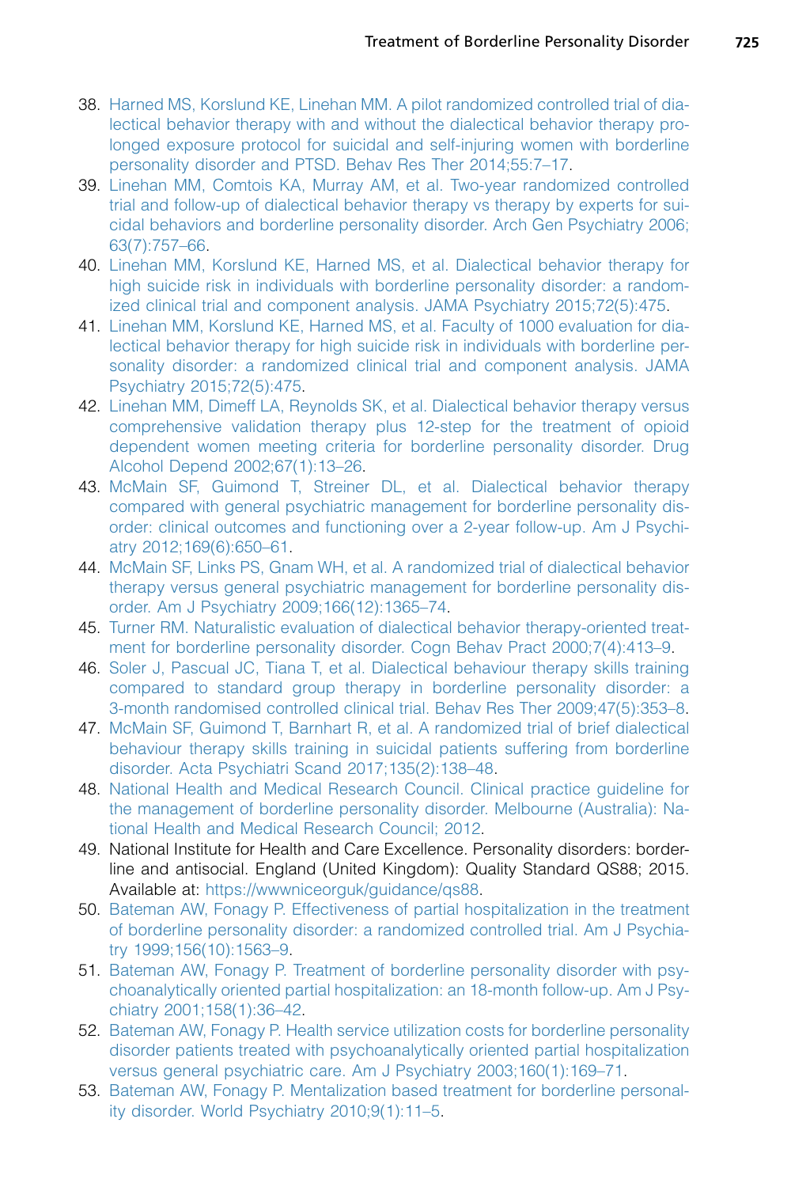38. Harned MS, Korslund KE, Linehan MM. A pilot randomized controlled trial of dialectical behavior therapy with and without the dialectical behavior therapy prolonged exposure protocol for suicidal and self-injuring women with borderline personality disorder and PTSD. Behav Res Ther 2014;55:7–17.
39. Linehan MM, Comtois KA, Murray AM, et al. Two-year randomized controlled trial and follow-up of dialectical behavior therapy vs therapy by experts for suicidal behaviors and borderline personality disorder. Arch Gen Psychiatry 2006;63(7):757–66.
40. Linehan MM, Korslund KE, Harned MS, et al. Dialectical behavior therapy for high suicide risk in individuals with borderline personality disorder: a randomized clinical trial and component analysis. JAMA Psychiatry 2015;72(5):475.
41. Linehan MM, Korslund KE, Harned MS, et al. Faculty of 1000 evaluation for dialectical behavior therapy for high suicide risk in individuals with borderline personality disorder: a randomized clinical trial and component analysis. JAMA Psychiatry 2015;72(5):475.
42. Linehan MM, Dimeff LA, Reynolds SK, et al. Dialectical behavior therapy versus comprehensive validation therapy plus 12-step for the treatment of opioid dependent women meeting criteria for borderline personality disorder. Drug Alcohol Depend 2002;67(1):13–26.
43. McMain SF, Guimond T, Streiner DL, et al. Dialectical behavior therapy compared with general psychiatric management for borderline personality disorder: clinical outcomes and functioning over a 2-year follow-up. Am J Psychiatry 2012;169(6):650–61.
44. McMain SF, Links PS, Gnam WH, et al. A randomized trial of dialectical behavior therapy versus general psychiatric management for borderline personality disorder. Am J Psychiatry 2009;166(12):1365–74.
45. Turner RM. Naturalistic evaluation of dialectical behavior therapy-oriented treatment for borderline personality disorder. Cogn Behav Pract 2000;7(4):413–9.
46. Soler J, Pascual JC, Tiana T, et al. Dialectical behaviour therapy skills training compared to standard group therapy in borderline personality disorder: a 3-month randomised controlled clinical trial. Behav Res Ther 2009;47(5):353–8.
47. McMain SF, Guimond T, Barnhart R, et al. A randomized trial of brief dialectical behaviour therapy skills training in suicidal patients suffering from borderline disorder. Acta Psychiatri Scand 2017;135(2):138–48.
48. National Health and Medical Research Council. Clinical practice guideline for the management of borderline personality disorder. Melbourne (Australia): National Health and Medical Research Council; 2012.
49. National Institute for Health and Care Excellence. Personality disorders: borderline and antisocial. England (United Kingdom): Quality Standard QS88; 2015. Available at: https://wwwniceorguk/guidance/qs88.
50. Bateman AW, Fonagy P. Effectiveness of partial hospitalization in the treatment of borderline personality disorder: a randomized controlled trial. Am J Psychiatry 1999;156(10):1563–9.
51. Bateman AW, Fonagy P. Treatment of borderline personality disorder with psychoanalytically oriented partial hospitalization: an 18-month follow-up. Am J Psychiatry 2001;158(1):36–42.
52. Bateman AW, Fonagy P. Health service utilization costs for borderline personality disorder patients treated with psychoanalytically oriented partial hospitalization versus general psychiatric care. Am J Psychiatry 2003;160(1):169–71.
53. Bateman AW, Fonagy P. Mentalization based treatment for borderline personality disorder. World Psychiatry 2010;9(1):11–5.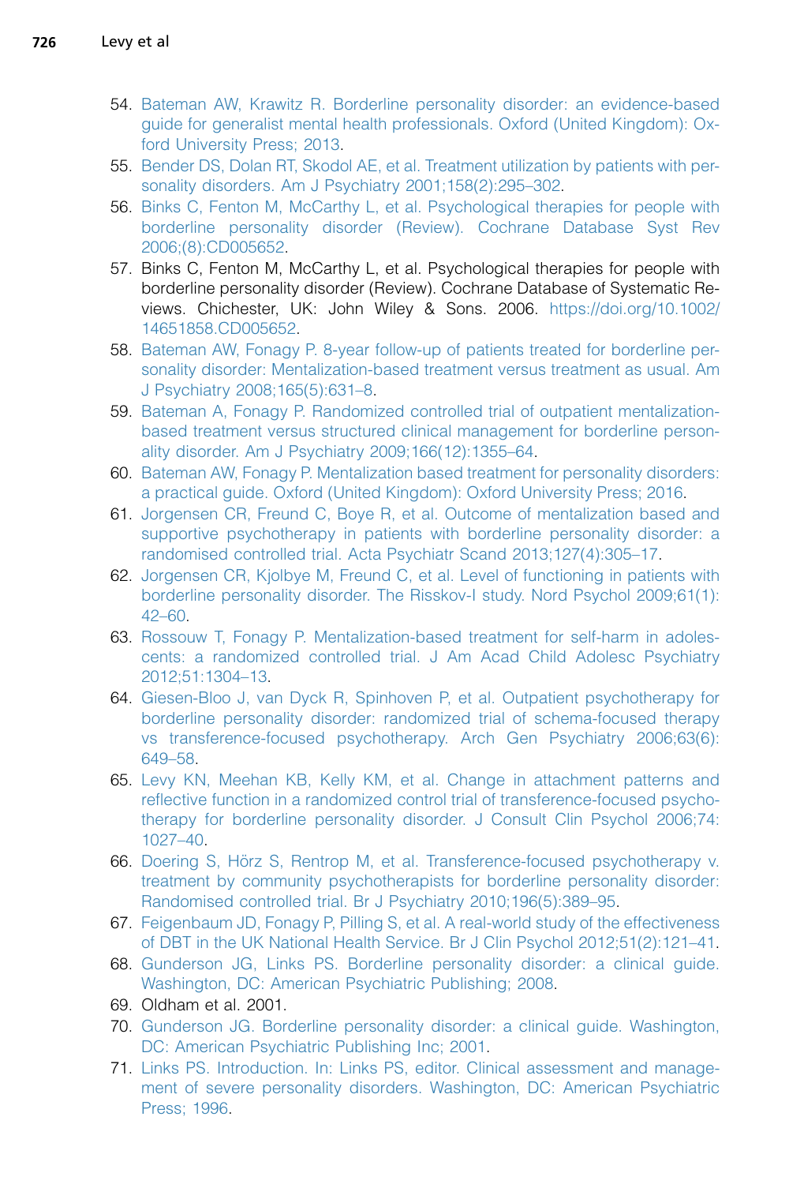54. Bateman AW, Krawitz R. Borderline personality disorder: an evidence-based guide for generalist mental health professionals. Oxford (United Kingdom): Oxford University Press; 2013.
55. Bender DS, Dolan RT, Skodol AE, et al. Treatment utilization by patients with personality disorders. Am J Psychiatry 2001;158(2):295–302.
56. Binks C, Fenton M, McCarthy L, et al. Psychological therapies for people with borderline personality disorder (Review). Cochrane Database Syst Rev 2006;(8):CD005652.
57. Binks C, Fenton M, McCarthy L, et al. Psychological therapies for people with borderline personality disorder (Review). Cochrane Database of Systematic Reviews. Chichester, UK: John Wiley & Sons. 2006. https://doi.org/10.1002/14651858.CD005652.
58. Bateman AW, Fonagy P. 8-year follow-up of patients treated for borderline personality disorder: Mentalization-based treatment versus treatment as usual. Am J Psychiatry 2008;165(5):631–8.
59. Bateman A, Fonagy P. Randomized controlled trial of outpatient mentalization-based treatment versus structured clinical management for borderline personality disorder. Am J Psychiatry 2009;166(12):1355–64.
60. Bateman AW, Fonagy P. Mentalization based treatment for personality disorders: a practical guide. Oxford (United Kingdom): Oxford University Press; 2016.
61. Jorgensen CR, Freund C, Boye R, et al. Outcome of mentalization based and supportive psychotherapy in patients with borderline personality disorder: a randomised controlled trial. Acta Psychiatr Scand 2013;127(4):305–17.
62. Jorgensen CR, Kjolbye M, Freund C, et al. Level of functioning in patients with borderline personality disorder. The Risskov-I study. Nord Psychol 2009;61(1):42–60.
63. Rossouw T, Fonagy P. Mentalization-based treatment for self-harm in adolescents: a randomized controlled trial. J Am Acad Child Adolesc Psychiatry 2012;51:1304–13.
64. Giesen-Bloo J, van Dyck R, Spinhoven P, et al. Outpatient psychotherapy for borderline personality disorder: randomized trial of schema-focused therapy vs transference-focused psychotherapy. Arch Gen Psychiatry 2006;63(6):649–58.
65. Levy KN, Meehan KB, Kelly KM, et al. Change in attachment patterns and reflective function in a randomized control trial of transference-focused psychotherapy for borderline personality disorder. J Consult Clin Psychol 2006;74:1027–40.
66. Doering S, Hörz S, Rentrop M, et al. Transference-focused psychotherapy v. treatment by community psychotherapists for borderline personality disorder: Randomised controlled trial. Br J Psychiatry 2010;196(5):389–95.
67. Feigenbaum JD, Fonagy P, Pilling S, et al. A real-world study of the effectiveness of DBT in the UK National Health Service. Br J Clin Psychol 2012;51(2):121–41.
68. Gunderson JG, Links PS. Borderline personality disorder: a clinical guide. Washington, DC: American Psychiatric Publishing; 2008.
69. Oldham et al. 2001.
70. Gunderson JG. Borderline personality disorder: a clinical guide. Washington, DC: American Psychiatric Publishing Inc; 2001.
71. Links PS. Introduction. In: Links PS, editor. Clinical assessment and management of severe personality disorders. Washington, DC: American Psychiatric Press; 1996.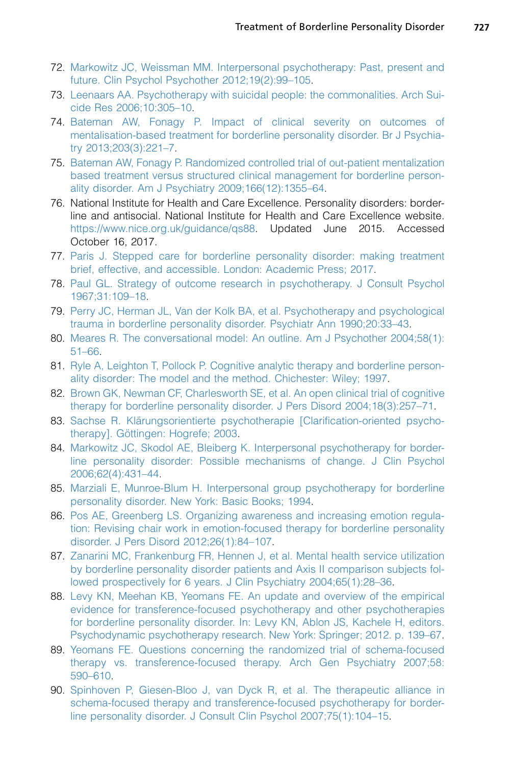72. Markowitz JC, Weissman MM. Interpersonal psychotherapy: Past, present and future. Clin Psychol Psychother 2012;19(2):99–105.
73. Leenaars AA. Psychotherapy with suicidal people: the commonalities. Arch Suicide Res 2006;10:305–10.
74. Bateman AW, Fonagy P. Impact of clinical severity on outcomes of mentalisation-based treatment for borderline personality disorder. Br J Psychiatry 2013;203(3):221–7.
75. Bateman AW, Fonagy P. Randomized controlled trial of out-patient mentalization based treatment versus structured clinical management for borderline personality disorder. Am J Psychiatry 2009;166(12):1355–64.
76. National Institute for Health and Care Excellence. Personality disorders: borderline and antisocial. National Institute for Health and Care Excellence website. https://www.nice.org.uk/guidance/qs88. Updated June 2015. Accessed October 16, 2017.
77. Paris J. Stepped care for borderline personality disorder: making treatment brief, effective, and accessible. London: Academic Press; 2017.
78. Paul GL. Strategy of outcome research in psychotherapy. J Consult Psychol 1967;31:109–18.
79. Perry JC, Herman JL, Van der Kolk BA, et al. Psychotherapy and psychological trauma in borderline personality disorder. Psychiatr Ann 1990;20:33–43.
80. Meares R. The conversational model: An outline. Am J Psychother 2004;58(1):51–66.
81. Ryle A, Leighton T, Pollock P. Cognitive analytic therapy and borderline personality disorder: The model and the method. Chichester: Wiley; 1997.
82. Brown GK, Newman CF, Charlesworth SE, et al. An open clinical trial of cognitive therapy for borderline personality disorder. J Pers Disord 2004;18(3):257–71.
83. Sachse R. Klärungsorientierte psychotherapie [Clarification-oriented psychotherapy]. Göttingen: Hogrefe; 2003.
84. Markowitz JC, Skodol AE, Bleiberg K. Interpersonal psychotherapy for borderline personality disorder: Possible mechanisms of change. J Clin Psychol 2006;62(4):431–44.
85. Marziali E, Munroe-Blum H. Interpersonal group psychotherapy for borderline personality disorder. New York: Basic Books; 1994.
86. Pos AE, Greenberg LS. Organizing awareness and increasing emotion regulation: Revising chair work in emotion-focused therapy for borderline personality disorder. J Pers Disord 2012;26(1):84–107.
87. Zanarini MC, Frankenburg FR, Hennen J, et al. Mental health service utilization by borderline personality disorder patients and Axis II comparison subjects followed prospectively for 6 years. J Clin Psychiatry 2004;65(1):28–36.
88. Levy KN, Meehan KB, Yeomans FE. An update and overview of the empirical evidence for transference-focused psychotherapy and other psychotherapies for borderline personality disorder. In: Levy KN, Ablon JS, Kachele H, editors. Psychodynamic psychotherapy research. New York: Springer; 2012. p. 139–67.
89. Yeomans FE. Questions concerning the randomized trial of schema-focused therapy vs. transference-focused therapy. Arch Gen Psychiatry 2007;58:590–610.
90. Spinhoven P, Giesen-Bloo J, van Dyck R, et al. The therapeutic alliance in schema-focused therapy and transference-focused psychotherapy for borderline personality disorder. J Consult Clin Psychol 2007;75(1):104–15.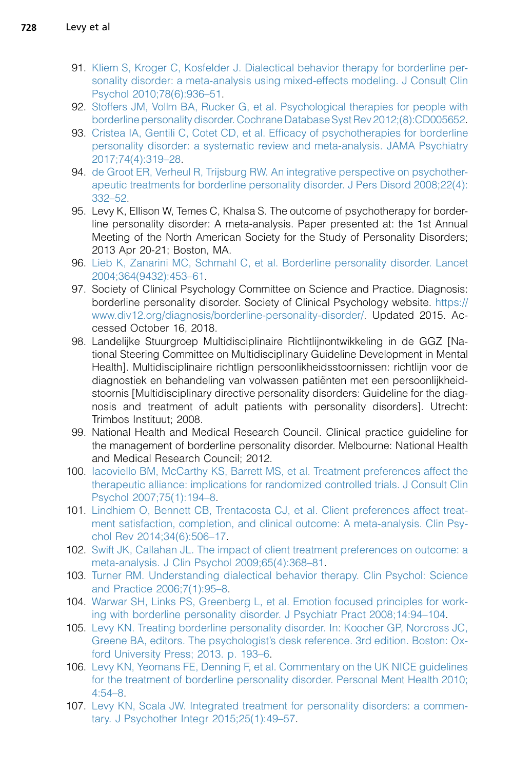91. Kliem S, Kroger C, Kosfelder J. Dialectical behavior therapy for borderline personality disorder: a meta-analysis using mixed-effects modeling. J Consult Clin Psychol 2010;78(6):936–51.
92. Stoffers JM, Vollm BA, Rucker G, et al. Psychological therapies for people with borderline personality disorder. Cochrane Database Syst Rev 2012;(8):CD005652.
93. Cristea IA, Gentili C, Cotet CD, et al. Efficacy of psychotherapies for borderline personality disorder: a systematic review and meta-analysis. JAMA Psychiatry 2017;74(4):319–28.
94. de Groot ER, Verheul R, Trijsburg RW. An integrative perspective on psychotherapeutic treatments for borderline personality disorder. J Pers Disord 2008;22(4): 332–52.
95. Levy K, Ellison W, Temes C, Khalsa S. The outcome of psychotherapy for borderline personality disorder: A meta-analysis. Paper presented at: the 1st Annual Meeting of the North American Society for the Study of Personality Disorders; 2013 Apr 20-21; Boston, MA.
96. Lieb K, Zanarini MC, Schmahl C, et al. Borderline personality disorder. Lancet 2004;364(9432):453–61.
97. Society of Clinical Psychology Committee on Science and Practice. Diagnosis: borderline personality disorder. Society of Clinical Psychology website. https://www.div12.org/diagnosis/borderline-personality-disorder/. Updated 2015. Accessed October 16, 2018.
98. Landelijke Stuurgroep Multidisciplinaire Richtlijnontwikkeling in de GGZ [National Steering Committee on Multidisciplinary Guideline Development in Mental Health]. Multidisciplinaire richtlign persoonlikheidsstoornissen: richtlijn voor de diagnostiek en behandeling van volwassen patiënten met een persoonlijkheidstoornis [Multidisciplinary directive personality disorders: Guideline for the diagnosis and treatment of adult patients with personality disorders]. Utrecht: Trimbos Instituut; 2008.
99. National Health and Medical Research Council. Clinical practice guideline for the management of borderline personality disorder. Melbourne: National Health and Medical Research Council; 2012.
100. Iacoviello BM, McCarthy KS, Barrett MS, et al. Treatment preferences affect the therapeutic alliance: implications for randomized controlled trials. J Consult Clin Psychol 2007;75(1):194–8.
101. Lindhiem O, Bennett CB, Trentacosta CJ, et al. Client preferences affect treatment satisfaction, completion, and clinical outcome: A meta-analysis. Clin Psychol Rev 2014;34(6):506–17.
102. Swift JK, Callahan JL. The impact of client treatment preferences on outcome: a meta-analysis. J Clin Psychol 2009;65(4):368–81.
103. Turner RM. Understanding dialectical behavior therapy. Clin Psychol: Science and Practice 2006;7(1):95–8.
104. Warwar SH, Links PS, Greenberg L, et al. Emotion focused principles for working with borderline personality disorder. J Psychiatr Pract 2008;14:94–104.
105. Levy KN. Treating borderline personality disorder. In: Koocher GP, Norcross JC, Greene BA, editors. The psychologist's desk reference. 3rd edition. Boston: Oxford University Press; 2013. p. 193–6.
106. Levy KN, Yeomans FE, Denning F, et al. Commentary on the UK NICE guidelines for the treatment of borderline personality disorder. Personal Ment Health 2010; 4:54–8.
107. Levy KN, Scala JW. Integrated treatment for personality disorders: a commentary. J Psychother Integr 2015;25(1):49–57.